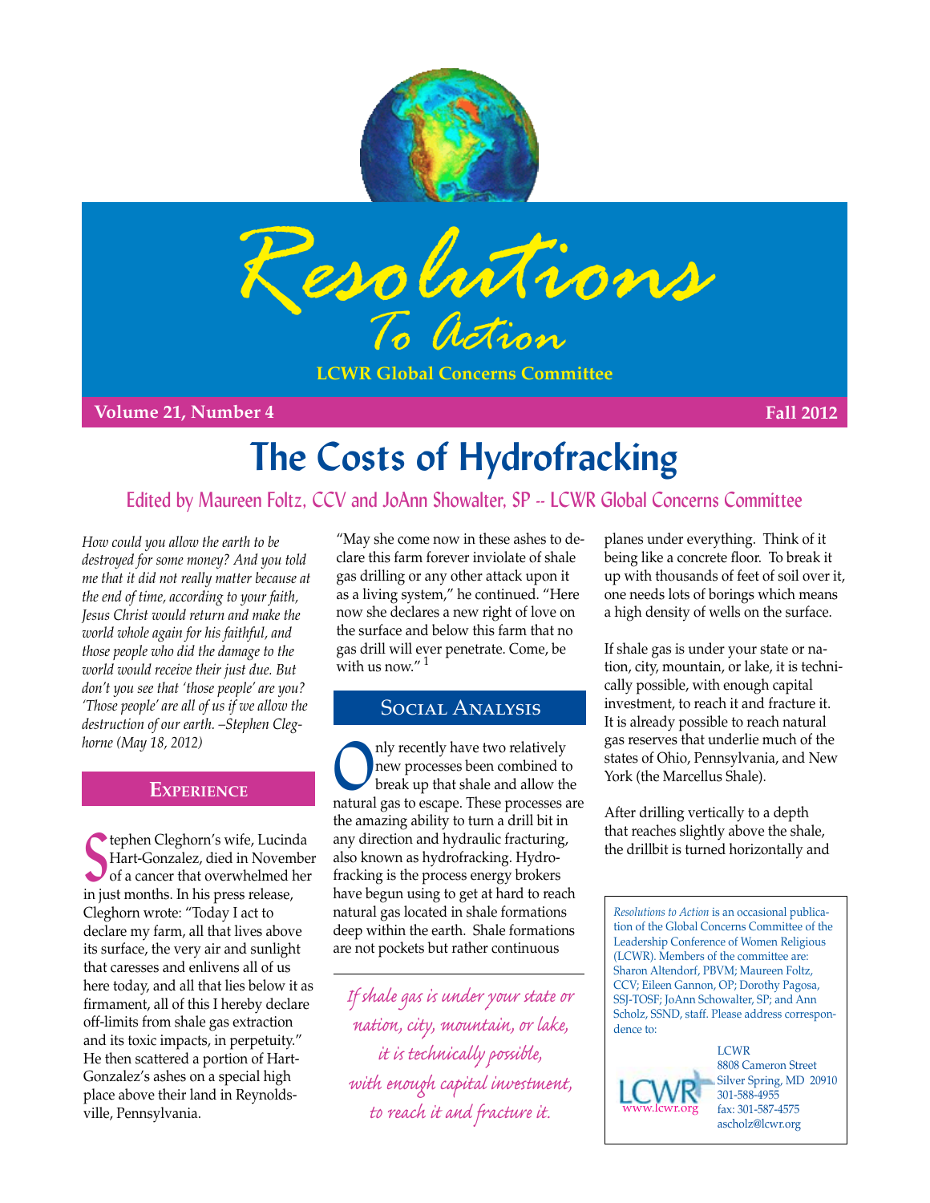# Resolutions To Action

**LCWR Global Concerns Committee**

**Volume 21, Number 4** **Fall 2012**

# The Costs of Hydrofracking

Edited by Maureen Foltz, CCV and JoAnn Showalter, SP -- LCWR Global Concerns Committee

*How could you allow the earth to be destroyed for some money? And you told me that it did not really matter because at the end of time, according to your faith, Jesus Christ would return and make the world whole again for his faithful, and those people who did the damage to the world would receive their just due. But don't you see that 'those people' are you? 'Those people' are all of us if we allow the destruction of our earth. –Stephen Cleghorne (May 18, 2012)*

## Experience

Stephen Cleghorn's wife, Lucinda Hart-Gonzalez, died in November of a cancer that overwhelmed her in just months. In his press release, Cleghorn wrote: "Today I act to declare my farm, all that lives above its surface, the very air and sunlight that caresses and enlivens all of us here today, and all that lies below it as firmament, all of this I hereby declare off-limits from shale gas extraction and its toxic impacts, in perpetuity." He then scattered a portion of Hart-Gonzalez's ashes on a special high place above their land in Reynoldsville, Pennsylvania.

"May she come now in these ashes to declare this farm forever inviolate of shale gas drilling or any other attack upon it as a living system," he continued. "Here now she declares a new right of love on the surface and below this farm that no gas drill will ever penetrate. Come, be with us now." [1]

## Social Analysis

Only recently have two relatively new processes been combined to break up that shale and allow the natural gas to escape. These processes are the amazing ability to turn a drill bit in any direction and hydraulic fracturing, also known as hydrofracking. Hydrofracking is the process energy brokers have begun using to get at hard to reach natural gas located in shale formations deep within the earth. Shale formations are not pockets but rather continuous planes under everything. Think of it being like a concrete floor. To break it up with thousands of feet of soil over it, one needs lots of borings which means a high density of wells on the surface.

*If shale gas is under your state or nation, city, mountain, or lake, it is technically possible, with enough capital investment, to reach it and fracture it.*

If shale gas is under your state or nation, city, mountain, or lake, it is technically possible, with enough capital investment, to reach it and fracture it. It is already possible to reach natural gas reserves that underlie much of the states of Ohio, Pennsylvania, and New York (the Marcellus Shale).

After drilling vertically to a depth that reaches slightly above the shale, the drillbit is turned horizontally and

---

*Resolutions to Action* is an occasional publication of the Global Concerns Committee of the Leadership Conference of Women Religious (LCWR). Members of the committee are: Sharon Altendorf, PBVM; Maureen Foltz, CCV; Eileen Gannon, OP; Dorothy Pagosa, SSJ-TOSF; JoAnn Schowalter, SP; and Ann Scholz, SSND, staff. Please address correspondence to:

LCWR
8808 Cameron Street
Silver Spring, MD 20910
301-588-4955
fax: 301-587-4575
ascholz@lcwr.org
www.lcwr.org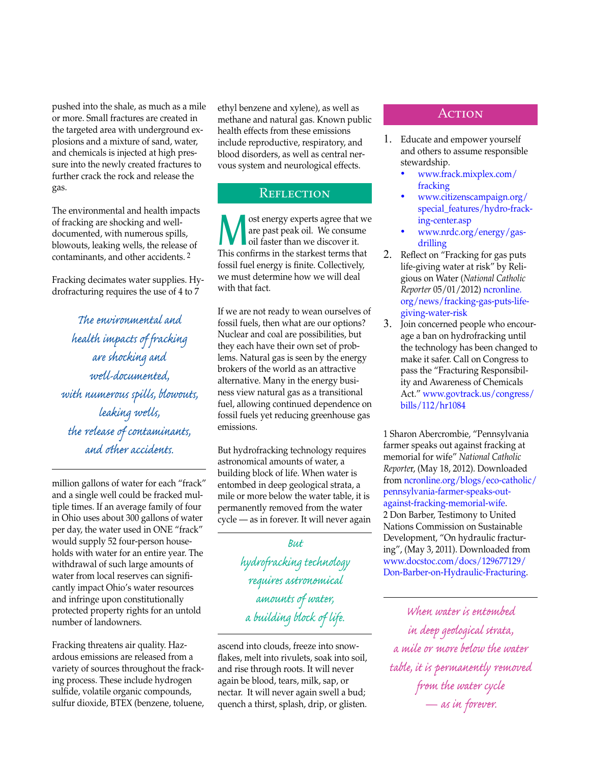pushed into the shale, as much as a mile or more. Small fractures are created in the targeted area with underground explosions and a mixture of sand, water, and chemicals is injected at high pressure into the newly created fractures to further crack the rock and release the gas.

The environmental and health impacts of fracking are shocking and well-documented, with numerous spills, blowouts, leaking wells, the release of contaminants, and other accidents.[2]

Fracking decimates water supplies. Hydrofracturing requires the use of 4 to 7

*The environmental and health impacts of fracking are shocking and well-documented, with numerous spills, blowouts, leaking wells, the release of contaminants, and other accidents.*

million gallons of water for each "frack" and a single well could be fracked multiple times. If an average family of four in Ohio uses about 300 gallons of water per day, the water used in ONE "frack" would supply 52 four-person households with water for an entire year. The withdrawal of such large amounts of water from local reserves can significantly impact Ohio's water resources and infringe upon constitutionally protected property rights for an untold number of landowners.

Fracking threatens air quality. Hazardous emissions are released from a variety of sources throughout the fracking process. These include hydrogen sulfide, volatile organic compounds, sulfur dioxide, BTEX (benzene, toluene, ethyl benzene and xylene), as well as methane and natural gas. Known public health effects from these emissions include reproductive, respiratory, and blood disorders, as well as central nervous system and neurological effects.

## Reflection

Most energy experts agree that we are past peak oil. We consume oil faster than we discover it. This confirms in the starkest terms that fossil fuel energy is finite. Collectively, we must determine how we will deal with that fact.

If we are not ready to wean ourselves of fossil fuels, then what are our options? Nuclear and coal are possibilities, but they each have their own set of problems. Natural gas is seen by the energy brokers of the world as an attractive alternative. Many in the energy business view natural gas as a transitional fuel, allowing continued dependence on fossil fuels yet reducing greenhouse gas emissions.

But hydrofracking technology requires astronomical amounts of water, a building block of life. When water is entombed in deep geological strata, a mile or more below the water table, it is permanently removed from the water cycle — as in forever. It will never again

*But hydrofracking technology requires astronomical amounts of water, a building block of life.*

ascend into clouds, freeze into snowflakes, melt into rivulets, soak into soil, and rise through roots. It will never again be blood, tears, milk, sap, or nectar. It will never again swell a bud; quench a thirst, splash, drip, or glisten.

## Action

1. Educate and empower yourself and others to assume responsible stewardship.
   - www.frack.mixplex.com/fracking
   - www.citizenscampaign.org/special_features/hydro-fracking-center.asp
   - www.nrdc.org/energy/gas-drilling
2. Reflect on "Fracking for gas puts life-giving water at risk" by Religious on Water (*National Catholic Reporter* 05/01/2012) ncronline.org/news/fracking-gas-puts-life-giving-water-risk
3. Join concerned people who encourage a ban on hydrofracking until the technology has been changed to make it safer. Call on Congress to pass the "Fracturing Responsibility and Awareness of Chemicals Act." www.govtrack.us/congress/bills/112/hr1084

1 Sharon Abercrombie, "Pennsylvania farmer speaks out against fracking at memorial for wife" *National Catholic Reporte*r, (May 18, 2012). Downloaded from ncronline.org/blogs/eco-catholic/pennsylvania-farmer-speaks-out-against-fracking-memorial-wife.
2 Don Barber, Testimony to United Nations Commission on Sustainable Development, "On hydraulic fracturing", (May 3, 2011). Downloaded from www.docstoc.com/docs/129677129/Don-Barber-on-Hydraulic-Fracturing.

*When water is entombed in deep geological strata, a mile or more below the water table, it is permanently removed from the water cycle — as in forever.*